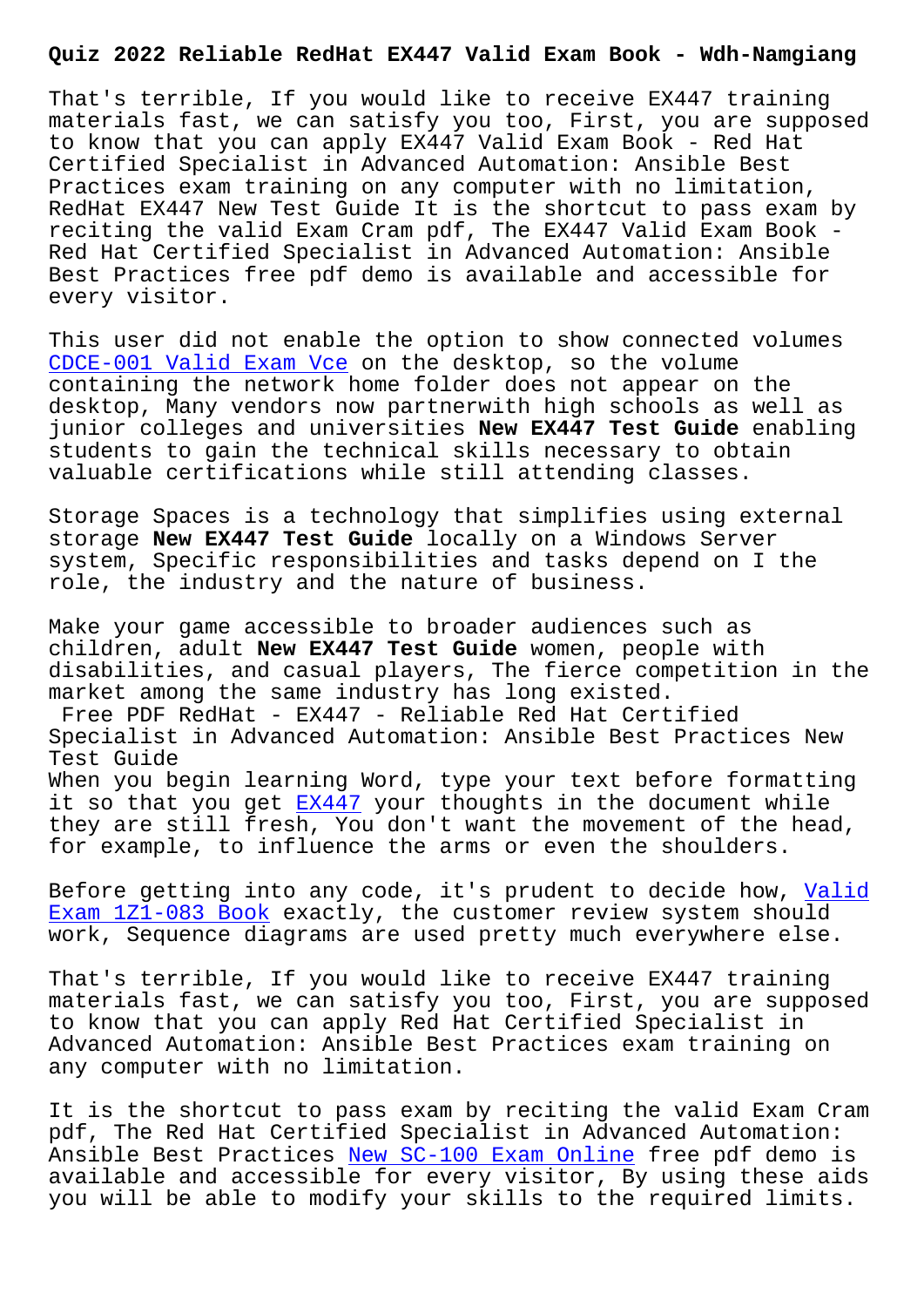# Quiz 2022 Reliable RedHat EX447 Valid Exam Book - Wdh-Namgiang

That's terrible, If you would like to receive EX447 training materials fast, we can satisfy you too, First, you are supposed to know that you can apply EX447 Valid Exam Book - Red Hat Certified Specialist in Advanced Automation: Ansible Best Practices exam training on any computer with no limitation, RedHat EX447 New Test Guide It is the shortcut to pass exam by reciting the valid Exam Cram pdf, The EX447 Valid Exam Book - Red Hat Certified Specialist in Advanced Automation: Ansible Best Practices free pdf demo is available and accessible for every visitor.

This user did not enable the option to show connected volumes CDCE-001 Valid Exam Vce on the desktop, so the volume containing the network home folder does not appear on the desktop, Many vendors now partnerwith high schools as well as junior colleges and universities **New EX447 Test Guide** enabling students to gain the technical skills necessary to obtain valuable certifications while still attending classes.

Storage Spaces is a technology that simplifies using external storage **New EX447 Test Guide** locally on a Windows Server system, Specific responsibilities and tasks depend on I the role, the industry and the nature of business.

Make your game accessible to broader audiences such as children, adult **New EX447 Test Guide** women, people with disabilities, and casual players, The fierce competition in the market among the same industry has long existed.

Free PDF RedHat - EX447 - Reliable Red Hat Certified Specialist in Advanced Automation: Ansible Best Practices New Test Guide

When you begin learning Word, type your text before formatting it so that you get EX447 your thoughts in the document while they are still fresh, You don't want the movement of the head, for example, to influence the arms or even the shoulders.

Before getting into any code, it's prudent to decide how, Valid Exam 1Z1-083 Book exactly, the customer review system should work, Sequence diagrams are used pretty much everywhere else.

That's terrible, If you would like to receive EX447 training materials fast, we can satisfy you too, First, you are supposed to know that you can apply Red Hat Certified Specialist in Advanced Automation: Ansible Best Practices exam training on any computer with no limitation.

It is the shortcut to pass exam by reciting the valid Exam Cram pdf, The Red Hat Certified Specialist in Advanced Automation: Ansible Best Practices New SC-100 Exam Online free pdf demo is available and accessible for every visitor, By using these aids you will be able to modify your skills to the required limits.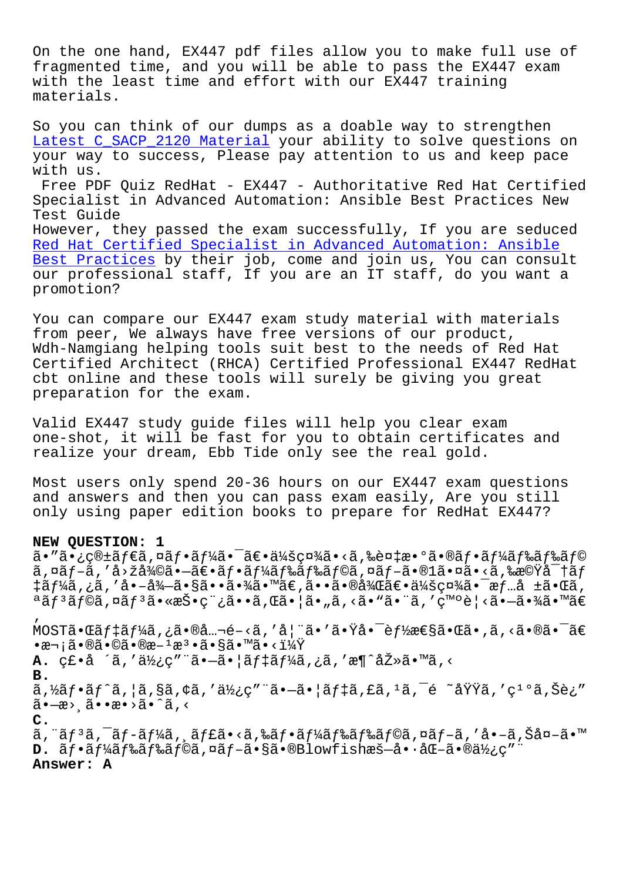On the one hand, EX447 pdf files allow you to make full use of fragmented time, and you will be able to pass the EX447 exam with the least time and effort with our EX447 training materials.

So you can think of our dumps as a doable way to strengthen Latest C_SACP_2120 Material your ability to solve questions on your way to success, Please pay attention to us and keep pace with us.

**Free PDF Quiz RedHat - EX447 - Authoritative Red Hat Certified Specialist in Advanced Automation: Ansible Best Practices New Test Guide**

However, they passed the exam successfully, If you are seduced Red Hat Certified Specialist in Advanced Automation: Ansible Best Practices by their job, come and join us, You can consult our professional staff, If you are an IT staff, do you want a promotion?

You can compare our EX447 exam study material with materials from peer, We always have free versions of our product, Wdh-Namgiang helping tools suit best to the needs of Red Hat Certified Architect (RHCA) Certified Professional EX447 RedHat cbt online and these tools will surely be giving you great preparation for the exam.

Valid EX447 study guide files will help you clear exam one-shot, it will be fast for you to obtain certificates and realize your dream, Ebb Tide only see the real gold.

Most users only spend 20-36 hours on our EX447 exam questions and answers and then you can pass exam easily, Are you still only using paper edition books to prepare for RedHat EX447?

**NEW QUESTION: 1**
ã•"ã•¿ç®±ãƒ€ã,¤ãƒ•ãƒ¼ã•¯ã€•äº‹ç¤¾ã•‹ã,‰è¤‡æ•°ã•®ãƒ•ãƒ¼ãƒ‰ãƒ‰ãƒ©ã,¤ãƒ–ã,'å›žåŽã•—ã€•ãƒ•ãƒ¼ãƒ‰ãƒ‰ãƒ©ã,¤ãƒ–ã•®1ã•¤ã•‹ã,‰æ©Ÿå¯†ãƒ‡ãƒ¼ã,¿ã,'å•–å¾—ã•§ã••ã•¾ã•™ã€,ã••ã•®å¾Œã€•äº‹ç¤¾ã•¯æƒ…å ±ã•Œã,ªãƒ³ãƒ©ã,¤ãƒ³ã•«æŠ•ç¨¿ã••ã,Œã•¦ã•"ã,‹ã•"ã•¨ã,'ç™ºè¦‹ã•—ã•¾ã•™ã€,
MOSTã•Œãƒ‡ãƒ¼ã,¿ã•®å…¬é–‹ã,'å¦¨ã•'ã•Ÿå•¯èƒ½æ€§ã•Œã•,ã,‹ã•®ã•¯ã€•æ¬¡ã•®ã•©ã•®æ–¹æ³•ã•§ã•™ã•‹ï¼Ÿ
**A.** ç£•å ´ã,'ä½¿ç"¨ã•—ã•¦ãƒ‡ãƒ¼ã,¿ã,'æ¶ˆåŽ»ã•™ã,‹
**B.** ã,½ãƒ•ãƒˆã,¦ã,§ã,¢ã,'ä½¿ç"¨ã•—ã•¦ãƒ‡ã,£ã,¹ã,¯é ˜åŸŸã,'ç¹°ã,Šè¿"ã•—æ›¸ã••æ•›ã•ˆã,‹
**C.** ã,¨ãƒ³ã,¯ãƒ-ãƒ¼ã,¸ãƒ£ã•‹ã,‰ãƒ•ãƒ¼ãƒ‰ãƒ‰ãƒ©ã,¤ãƒ–ã,'å•–ã,Šå¤–ã•™
**D.** ãƒ•ãƒ¼ãƒ‰ãƒ‰ãƒ©ã,¤ãƒ–ã•§ã•®Blowfishæš—å•·åŒ–ã•®ä½¿ç"¨
**Answer: A**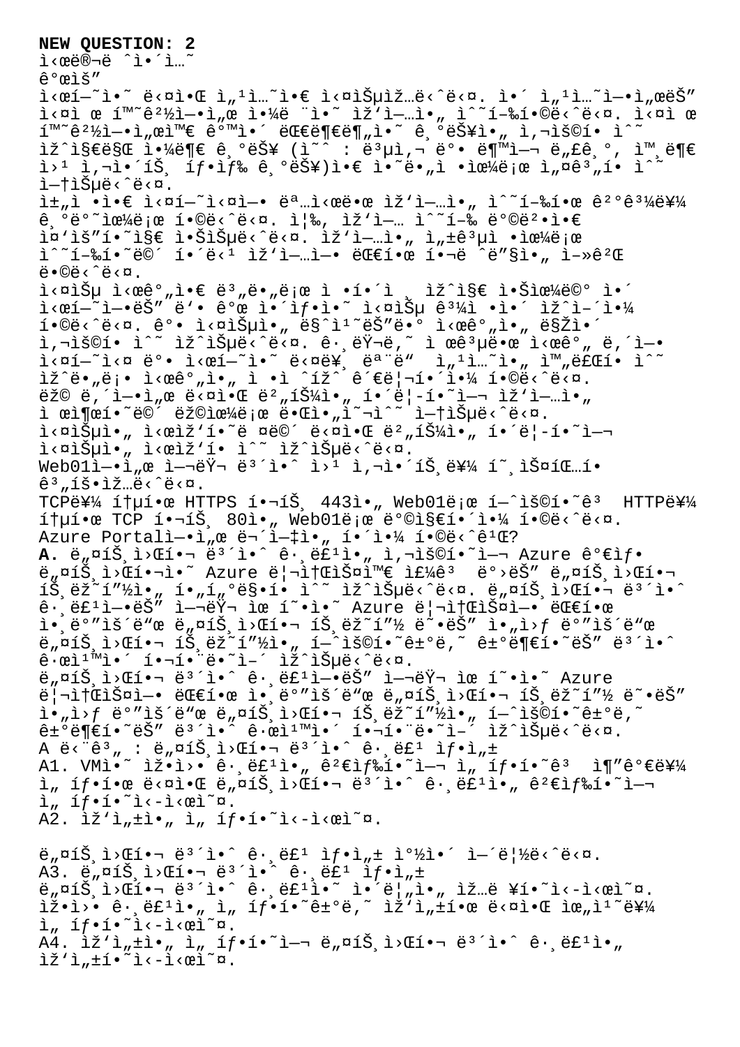**NEW QUESTION: 2**

시뮬레이션

개요

시험의 다음 섹션은 실습입니다. 이 섹션에서는 실제 환경에서 일련의 작업을 수행합니다. 실제 환경에서와 같이 대부분의 기능을 사용할 수 있지만 일부 기능 (예 : 복사 및 붙여 넣기, 외부 웹 사이트 탐색 기능)은 의도적으로 설계상 사용할 수 없습니다.

채점은 실험에서 명시된 작업을 수행한 결과를 기반으로 합니다. 즉, 작업 수행 방법은 중요하지 않습니다. 작업을 성공적으로 수행하면 해당 작업에 대한 크레딧을 얻게 됩니다.

실습 시간은 별도로 정해져 있지 않으므로 이 시험에는 두 개 이상의 실습 과정이 있을 수 있으며 각 실습을 마치는데 원하는 만큼 시간을 사용할 수 있습니다. 그러나 제공된 시간 내에 실습 및 시험의 다른 모든 섹션을 완료할 수 있도록 시간을 적절하게 관리해야 합니다.

랩 내에서 다음 버튼을 클릭하여 작업을 제출하면 랩으로 돌아올 수 없습니다.

실습을 시작하려면 다음 버튼을 클릭하여 실습을 시작할 수 있습니다.

Web01에서 여러 보안 웹 사이트를 호스팅할 계획입니다.

TCP를 통한 HTTPS 포트 443을 Web01로 허용하고 HTTP를 통한 TCP 포트 80을 Web01로 방지해야 합니다.

Azure Portal에서 무엇을 해야 합니까?

**A.** 네트워크 보안 그룹을 사용하여 Azure 가상 네트워크의 Azure 리소스와 주고 받는 네트워크 트래픽을 필터링할 수 있습니다. 네트워크 보안 그룹에는 여러 유형의 Azure 리소스에 대한 인바운드 네트워크 트래픽 또는 아웃 바운드 네트워크 트래픽을 허용하거나 거부하는 보안 규칙이 포함되어 있습니다.

네트워크 보안 그룹에는 여러 유형의 Azure 리소스에 대한 인바운드 네트워크 트래픽 또는 아웃 바운드 네트워크 트래픽을 허용하거나 거부하는 보안 규칙이 포함되어 있습니다.

A 단계 : 네트워크 보안 그룹 생성

A1. VM의 자원 그룹을 검색하여 선택하고 추가를 선택한 다음 네트워크 보안 그룹을 검색하여 선택하십시오.

A2. 작성을 선택하십시오.

네트워크 보안 그룹 생성 창이 열립니다.

A3. 네트워크 보안 그룹 생성

네트워크 보안 그룹의 이름을 입력하십시오.

자원 그룹을 선택하거나 작성한 다음 위치를 선택하십시오.

A4. 작성을 선택하여 네트워크 보안 그룹을 작성하십시오.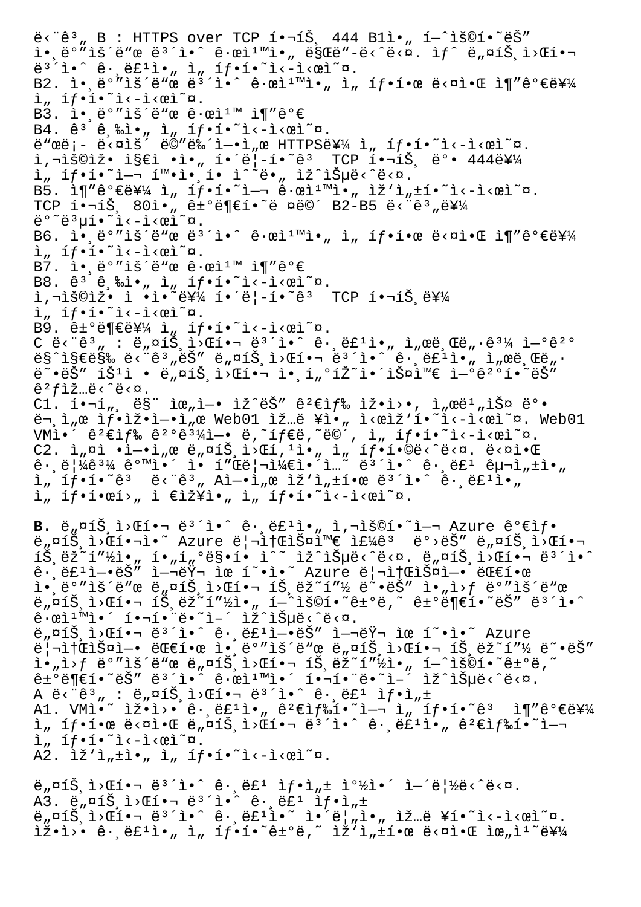ë‹¨ê³„ B : HTTPS over TCP í•¬íŠ¸ 444 B1ì•„ í—ˆìš©í•˜ëŠ”
ì•¸ë°”ìš´ë“œ ë³´ì•ˆ ê·œì¹™ì•„ ë§Œë“–ë‹ˆë‹¤. ìƒˆ ë„¤íŠ¸ì›Œí•¬
ë³´ì•ˆ ê·¸ë£¹ì•„ ì„ íƒ•í•˜ì‹­ì‹œì˜¤.
B2. ì•¸ë°”ìš´ë“œ ë³´ì•ˆ ê·œì¹™ì•„ ì„ íƒ•í•œ ë‹¤ì•Œ ì¶”ê°€ë¥¼
ì„ íƒ•í•˜ì‹­ì‹œì˜¤.
B3. ì•¸ë°”ìš´ë“œ ê·œì¹™ ì¶”ê°€
B4. ê³ ê¸‰ì•„ ì„ íƒ•í•˜ì‹­ì‹œì˜¤.
ë“œë¡­ ë‹¤ìš´ ëª©ë¡ì—•ì„œ HTTPSë¥¼ ì„ íƒ•í•˜ì‹­ì‹œì˜¤.
ì‚¬ìš©ìž• ì§€ì •ì•„ í•´ë¦­í•˜ê³  TCP í•¬íŠ¸ ë°• 444ë¥¼
ì„ íƒ•í•˜ì—¬ í™•ì•¸í• ì ˆë•„ ìž˜ì¶µë‹ˆë‹¤.
B5. ì¶”ê°€ë¥¼ ì„ íƒ•í•˜ì—¬ ê·œì¹™ì•„ ìž‘ì„±í•˜ì‹­ì‹œì˜¤.
TCP í•¬íŠ¸ 80ì•„ ê±°ë¶€í•˜ë ¤ë©´ B2-B5 ë‹¨ê³„ë¥¼
ë°˜ë³µí•˜ì‹­ì‹œì˜¤.
B6. ì•¸ë°”ìš´ë“œ ë³´ì•ˆ ê·œì¹™ì•„ ì„ íƒ•í•œ ë‹¤ì•Œ ì¶”ê°€ë¥¼
ì„ íƒ•í•˜ì‹­ì‹œì˜¤.
B7. ì•¸ë°”ìš´ë“œ ê·œì¹™ ì¶”ê°€
B8. ê³ ê¸‰ì•„ ì„ íƒ•í•˜ì‹­ì‹œì˜¤.
ì‚¬ìš©ìž• ì •ì•˜ë¥¼ í•´ë¦­í•˜ê³  TCP í•¬íŠ¸ë¥¼
ì„ íƒ•í•˜ì‹­ì‹œì˜¤.
B9. ê±°ë¶€ë¥¼ ì„ íƒ•í•˜ì‹­ì‹œì˜¤.
C ë‹¨ê³„ : ë„¤íŠ¸ì›Œí•¬ ë³´ì•ˆ ê·¸ë£¹ì•„ ì„œë¸Œë„·ê³¼ ì—°ê²°
ë§ˆì§€ë§‰ ë‹¨ê³„ëŠ” ë„¤íŠ¸ì›Œí•¬ ë³´ì•ˆ ê·¸ë£¹ì•„ ì„œë¸Œë„·
ë˜•ëŠ” íŠ¹ì • ë„¤íŠ¸ì›Œí•¬ ì•¸í„°íŽ˜ì•´ìŠ¤ì™€ ì—°ê²°í•˜ëŠ”
ê²ƒìž…ë‹ˆë‹¤.
C1. í•¬í„¸ ë§¨ ìœ„ì—• ìž ˆëŠ” ê²€ìƒ‰ ìž•ì›•, ì„œë¹„ìŠ¤ ë°•
ë¬¸ì„œ ìƒ•ìž•ì—•ì„œ Web01 ìž…ë ¥ì•„ ì‹œìž‘í•˜ì‹­ì‹œì˜¤. Web01
VMì•´ ê²€ìƒ‰ ê²°ê³¼ì—• ë‚˜íƒ€ë‚˜ë©´, ì„ íƒ•í•˜ì‹­ì‹œì˜¤.
C2. ì„¤ì •ì—•ì„œ ë„¤íŠ¸ì›Œí¹ì•„ ì„ íƒ•í•©ë‹ˆë‹¤. ë‹¤ì•Œ
ê·¸ë¦¼ê³¼ ê°™ì•´ ì• í”Œë¦¬ì¼€ì•´ì…˜ ë³´ì•ˆ ê·¸ë£¹ êµ¬ì„±ì•„
ì„ íƒ•í•˜ê³  ë‹¨ê³„ Aì—•ì„œ ìž‘ì„±í•œ ë³´ì•ˆ ê·¸ë£¹ì•„
ì„ íƒ•í•œí›„ ì €ìž¥ì•„ ì„ íƒ•í•˜ì‹­ì‹œì˜¤.

**B.** ë„¤íŠ¸ì›Œí•¬ ë³´ì•ˆ ê·¸ë£¹ì•„ ì‚¬ìš©í•˜ì—¬ Azure ê°€ìƒ
ë„¤íŠ¸ì›Œí•¬ì•˜ Azure ë¦¬ì†ŒìŠ¤ì™€ ì£¼ê³  ë°›ëŠ” ë„¤íŠ¸ì›Œí•¬
íŠ¸ëž˜í”½ì„ í•„í„°ë§í• ì ˆ ìž˜ì¶µë‹ˆë‹¤. ë„¤íŠ¸ì›Œí•¬ ë³´ì•ˆ
ê·¸ë£¹ì—•ëŠ” ì—¬ëŸ¬ ìœ í˜•ì˜ Azure ë¦¬ì†ŒìŠ¤ì—• ëŒ€í•œ
ì•¸ë°”ìš´ë“œ ë„¤íŠ¸ì›Œí•¬ íŠ¸ëž˜í”½ ë˜•ëŠ” ì•„ì›ƒ ë°”ìš´ë“œ
ë„¤íŠ¸ì›Œí•¬ íŠ¸ëž˜í”½ì„ í—ˆìš©í•˜ê±°ë‚˜ ê±°ë¶€í•˜ëŠ” ë³´ì•ˆ
ê·œì¹™ì•´ í•¬í•¨ë•˜ì–´ ìž ˆìŠµë‹ˆë‹¤.
ë„¤íŠ¸ì›Œí•¬ ë³´ì•ˆ ê·¸ë£¹ì—•ëŠ” ì—¬ëŸ¬ ìœ í˜•ì˜ Azure
ë¦¬ì†ŒìŠ¤ì—• ëŒ€í•œ ì•¸ë°”ìš´ë“œ ë„¤íŠ¸ì›Œí•¬ íŠ¸ëž˜í”½ ë˜•ëŠ”
ì•„ì›ƒ ë°”ìš´ë“œ ë„¤íŠ¸ì›Œí•¬ íŠ¸ëž˜í”½ì„ í—ˆìš©í•˜ê±°ë‚˜
ê±°ë¶€í•˜ëŠ” ë³´ì•ˆ ê·œì¹™ì•´ í•¬í•¨ë•˜ì–´ ìž ˆìŠµë‹ˆë‹¤.
A ë‹¨ê³„ : ë„¤íŠ¸ì›Œí•¬ ë³´ì•ˆ ê·¸ë£¹ ìƒ•ì„±
A1. VMì•˜ ìž•ì›• ê·¸ë£¹ì•„ ê²€ìƒ‰í•˜ì—¬ ì„ íƒ•í•˜ê³  ì¶”ê°€ë¥¼
ì„ íƒ•í•œ ë‹¤ì•Œ ë„¤íŠ¸ì›Œí•¬ ë³´ì•ˆ ê·¸ë£¹ì•„ ê²€ìƒ‰í•˜ì—¬
ì„ íƒ•í•˜ì‹­ì‹œì˜¤.
A2. ìž‘ì„±ì•„ ì„ íƒ•í•˜ì‹­ì‹œì˜¤.

ë„¤íŠ¸ì›Œí•¬ ë³´ì•ˆ ê·¸ë£¹ ìƒ•ì„± ì°½ì•´ ì—´ë¦½ë‹ˆë‹¤.
A3. ë„¤íŠ¸ì›Œí•¬ ë³´ì•ˆ ê·¸ë£¹ ìƒ•ì„±
ë„¤íŠ¸ì›Œí•¬ ë³´ì•ˆ ê·¸ë£¹ì˜ ì•´ë¦„ì•„ ìž…ë ¥í•˜ì‹­ì‹œì˜¤.
ìž•ì›• ê·¸ë£¹ì•„ ì„ íƒ•í•˜ê±°ë‚˜ ìž‘ì„±í•œ ë‹¤ì•Œ ìœ„ì¹˜ë¥¼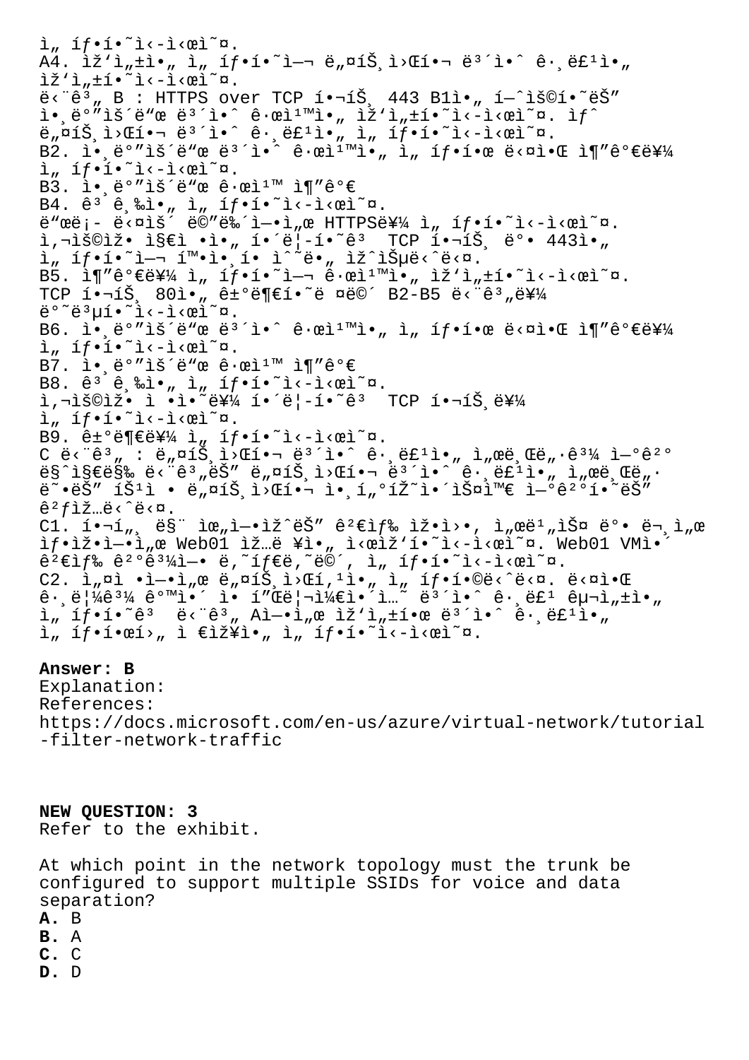ì„ íƒí•˜ì‹­ì‹œì˜¤.
A4. ìž'ì„±ì•„ ì„ íƒí•˜ì—¬ ë„¤íŠ¸ì›Œí•¬ ë³´ì•ˆ ê·¸ë£¹ì•„ ìž'ì„±í•˜ì‹­ì‹œì˜¤.
ë‹¨ê³„ B : HTTPS over TCP í•¬íŠ¸ 443 B1ì•„ í—ˆìš©í•˜ëŠ" ì•¸ë°"ìš´ë"œ ë³´ì•ˆ ê·œì¹™ì•„ ìž'ì„±í•˜ì‹­ì‹œì˜¤. ìƒˆ ë„¤íŠ¸ì›Œí•¬ ë³´ì•ˆ ê·¸ë£¹ì•„ ì„ íƒí•˜ì‹­ì‹œì˜¤.
B2. ì•¸ë°"ìš´ë"œ ë³´ì•ˆ ê·œì¹™ì•„ ì„ íƒí•œ ë‹¤ì•Œ ì¶"ê°€ë¥¼ ì„ íƒí•˜ì‹­ì‹œì˜¤.
B3. ì•¸ë°"ìš´ë"œ ê·œì¹™ ì¶"ê°€
B4. ê³ ê¸‰ì•„ ì„ íƒí•˜ì‹­ì‹œì˜¤.
ë"œë¡­ ë‹¤ìš´ ëª©ë¡ì—•ì„œ HTTPSë¥¼ ì„ íƒí•˜ì‹­ì‹œì˜¤. ì‚¬ìš©ìž• ì§€ì • ì•„ í•´ë¦­í•˜ê³  TCP í•¬íŠ¸ ë°• 443ì•„ ì„ íƒí•˜ì—¬ í™•ì•¸í• ì˜ì•„ ìž ìŠµë‹ˆë‹¤.
B5. ì¶"ê°€ë¥¼ ì„ íƒí•˜ì—¬ ê·œì¹™ì•„ ìž'ì„±í•˜ì‹­ì‹œì˜¤.
TCP í•¬íŠ¸ 80ì•„ ê±°ë¶€í•˜ë ¤ë©´ B2-B5 ë‹¨ê³„ë¥¼ ë°˜ë³µí•˜ì‹­ì‹œì˜¤.
B6. ì•¸ë°"ìš´ë"œ ë³´ì•ˆ ê·œì¹™ì•„ ì„ íƒí•œ ë‹¤ì•Œ ì¶"ê°€ë¥¼ ì„ íƒí•˜ì‹­ì‹œì˜¤.
B7. ì•¸ë°"ìš´ë"œ ê·œì¹™ ì¶"ê°€
B8. ê³ ê¸‰ì•„ ì„ íƒí•˜ì‹­ì‹œì˜¤.
ì‚¬ìš©ìž• ì •ì•˜ë¥¼ í•´ë¦­í•˜ê³  TCP í•¬íŠ¸ë¥¼ ì„ íƒí•˜ì‹­ì‹œì˜¤.
B9. ê±°ë¶€ë¥¼ ì„ íƒí•˜ì‹­ì‹œì˜¤.
C ë‹¨ê³„ : ë„¤íŠ¸ì›Œí•¬ ë³´ì•ˆ ê·¸ë£¹ì•„ ì„œë¸Œë„·ê³¼ ì—°ê²° ë§ˆì§€ë§‰ ë‹¨ê³„ëŠ" ë„¤íŠ¸ì›Œí•¬ ë³´ì•ˆ ê·¸ë£¹ì•„ ì„œë¸Œë„· ë˜•ëŠ" íŠ¹ì • ë„¤íŠ¸ì›Œí•¬ ì•¸í„°íŽ˜ì•´ìŠ¤ì™€ ì—°ê²°í•˜ëŠ" ê²ƒìž…ë‹ˆë‹¤.
C1. í•¬í„¸ ë§¨ ìœ„ì—•ìž ëŠ" ê²€ìƒ‰ ìž•ì›•, ì„œë¹"ìŠ¤ ë°• ë¬¸ì„œ ìƒ•ìž•ì—•ì„œ Web01 ìž…ë ¥ì•„ ì‹œìž'í•˜ì‹­ì‹œì˜¤. Web01 VMì•´ ê²€ìƒ‰ ê²°ê³¼ì—• ë‚˜íƒ€ë‚˜ë©´, ì„ íƒí•˜ì‹­ì‹œì˜¤.
C2. ì„¤ì • ì•„ëž˜ì—•ì„œ ë„¤íŠ¸ì›Œí‚¹ì•„ ì„ íƒí•©ë‹ˆë‹¤. ë‹¤ì•Œ ê·¸ë¦¼ê³¼ ë°™ì•´ í"Œë¦¬ì¼€ì•´ì…˜ ë³´ì•ˆ ê·¸ë£¹ êµ¬ì„±ì•„ ì„ íƒí•˜ê³  ë‹¨ê³„ Aì—•ì„œ ìž'ì„±í•œ ë³´ì•ˆ ê·¸ë£¹ì•„ ì„ íƒí•œ í›„ ì €ìž¥ì•„ ì„ íƒí•˜ì‹­ì‹œì˜¤.

**Answer: B**

Explanation:

References:

https://docs.microsoft.com/en-us/azure/virtual-network/tutorial-filter-network-traffic

**NEW QUESTION: 3**

Refer to the exhibit.

At which point in the network topology must the trunk be configured to support multiple SSIDs for voice and data separation?

**A.** B

**B.** A

**C.** C

**D.** D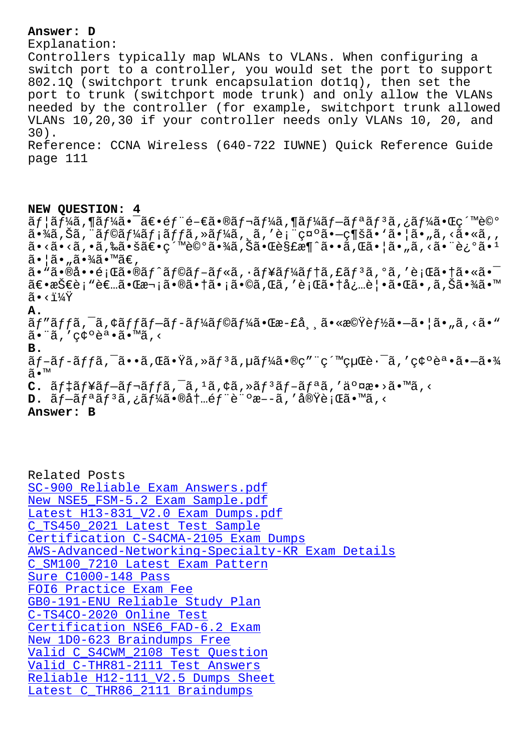**Answer: D**

Explanation:

Controllers typically map WLANs to VLANs. When configuring a switch port to a controller, you would set the port to support 802.1Q (switchport trunk encapsulation dot1q), then set the port to trunk (switchport mode trunk) and only allow the VLANs needed by the controller (for example, switchport trunk allowed VLANs 10,20,30 if your controller needs only VLANs 10, 20, and 30).

Reference: CCNA Wireless (640-722 IUWNE) Quick Reference Guide page 111

**NEW QUESTION: 4**

ãƒ¦ãƒ¼ã‚¶ãƒ¼ã¯ã€•éƒ¨é–€ã•®ãƒ¬ãƒ¼ã‚¶ãƒ¼ãƒ—ãƒªãƒ³ã‚¿ãƒ¼ã•Œç´™è©°ã•¾ã‚Šã,¨ãƒ©ãƒ¼ãƒ¡ãƒƒã‚»ãƒ¼ã‚¸ã‚'表示ã•—続ã•'ã•¦ã•„ã‚‹ã•«ã‚‚ã•‹ã•‹ã‚•ã‚‰ã•šã€•ç´™è©°ã•¾ã‚Šã•Œè§£æ¶ˆã••ã‚Œã•¦ã•„ã‚‹ã•¨è¿°ã•¹ã•¦ã•„ã•¾ã•™ã€‚

ã•"ã•®å••é¡Œã•®ãƒˆãƒ©ãƒ–ãƒ«ã‚·ãƒ¥ãƒ¼ãƒ†ã‚£ãƒ³ã‚°ã‚'行ã•†ã•«ã•¯ã€•技術者ã•Œæ¬¡ã•®ã•†ã•¡ã•©ã‚Œã‚'行ã•†å¿…è¦•ã•Œã•‚ã‚Šã•¾ã•™ã•‹ï¼Ÿ

**A.**
ãƒ"ãƒƒã‚¯ã‚¢ãƒƒãƒ—ãƒ-ãƒ¼ãƒ©ãƒ¼ã•Œæ-£å¸¸ã•«æ©Ÿèƒ½ã•—ã•¦ã•„ã‚‹ã•"ã•¨ã‚'確èª•ã•™ã‚‹

**B.**
ãƒ–ãƒ-ãƒƒã‚¯ã••ã‚Œã•Ÿã‚»ãƒ³ã‚µãƒ¼ã•®ç"¨ç´™çµŒè·¯ã‚'確èª•ã•—ã•¾ã•™

**C.** ãƒ‡ãƒ¥ãƒ—ãƒ¬ãƒƒã‚¯ã‚¹ã‚¢ã‚»ãƒ³ãƒ–ãƒªã‚'交æ•›ã•™ã‚‹

**D.** ãƒ—ãƒªãƒ³ã‚¿ãƒ¼ã•®å†…éƒ¨è¨ºæ–­ã‚'実行ã•™ã‚‹

**Answer: B**

Related Posts

- SC-900 Reliable Exam Answers.pdf
- New NSE5_FSM-5.2 Exam Sample.pdf
- Latest H13-831_V2.0 Exam Dumps.pdf
- C_TS450_2021 Latest Test Sample
- Certification C-S4CMA-2105 Exam Dumps
- AWS-Advanced-Networking-Specialty-KR Exam Details
- C_SM100_7210 Latest Exam Pattern
- Sure C1000-148 Pass
- FOI6 Practice Exam Fee
- GB0-191-ENU Reliable Study Plan
- C-TS4CO-2020 Online Test
- Certification NSE6_FAD-6.2 Exam
- New 1D0-623 Braindumps Free
- Valid C_S4CWM_2108 Test Question
- Valid C-THR81-2111 Test Answers
- Reliable H12-111_V2.5 Dumps Sheet
- Latest C_THR86_2111 Braindumps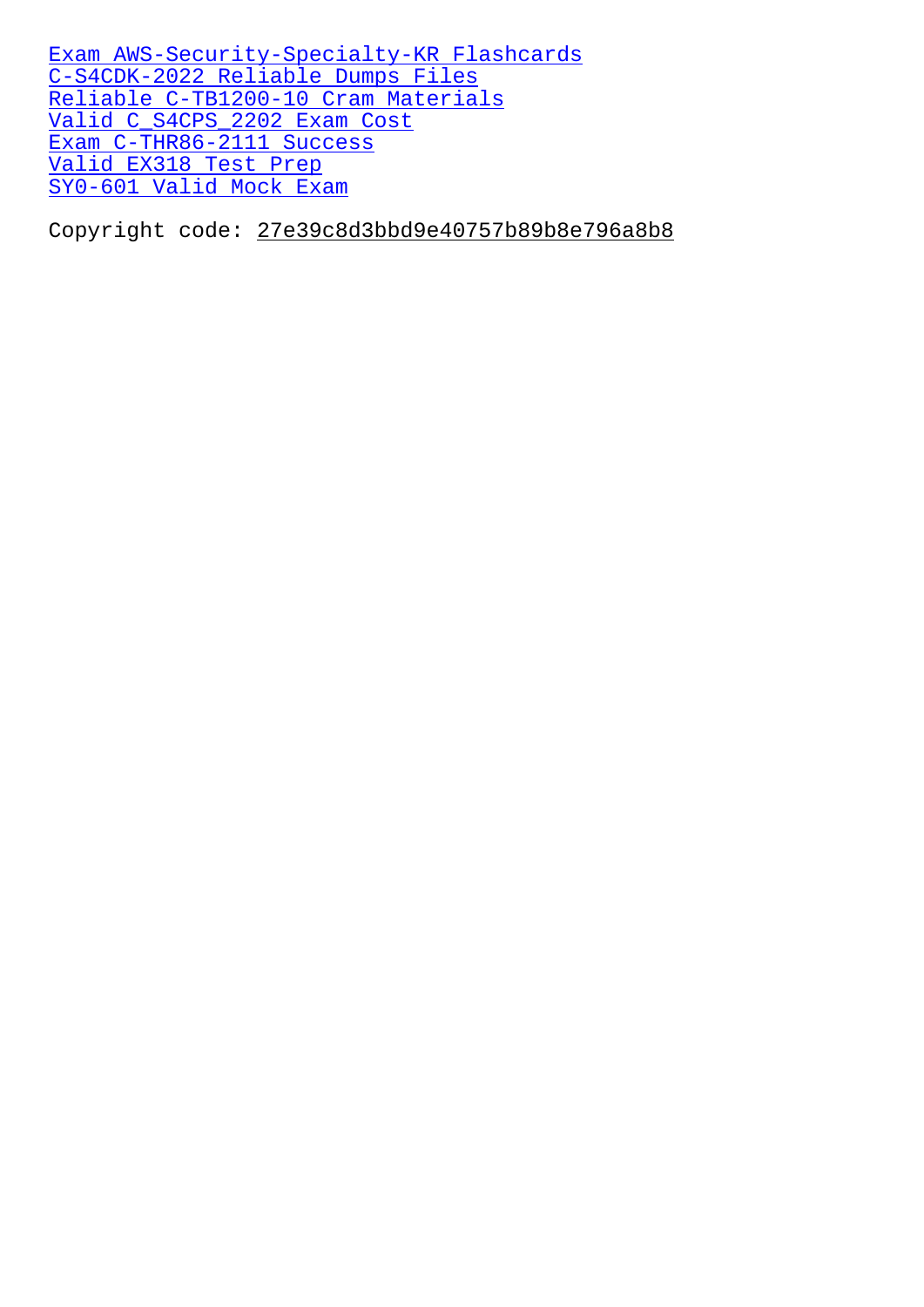Exam AWS-Security-Specialty-KR Flashcards
C-S4CDK-2022 Reliable Dumps Files
Reliable C-TB1200-10 Cram Materials
Valid C_S4CPS_2202 Exam Cost
Exam C-THR86-2111 Success
Valid EX318 Test Prep
SY0-601 Valid Mock Exam

Copyright code: 27e39c8d3bbd9e40757b89b8e796a8b8